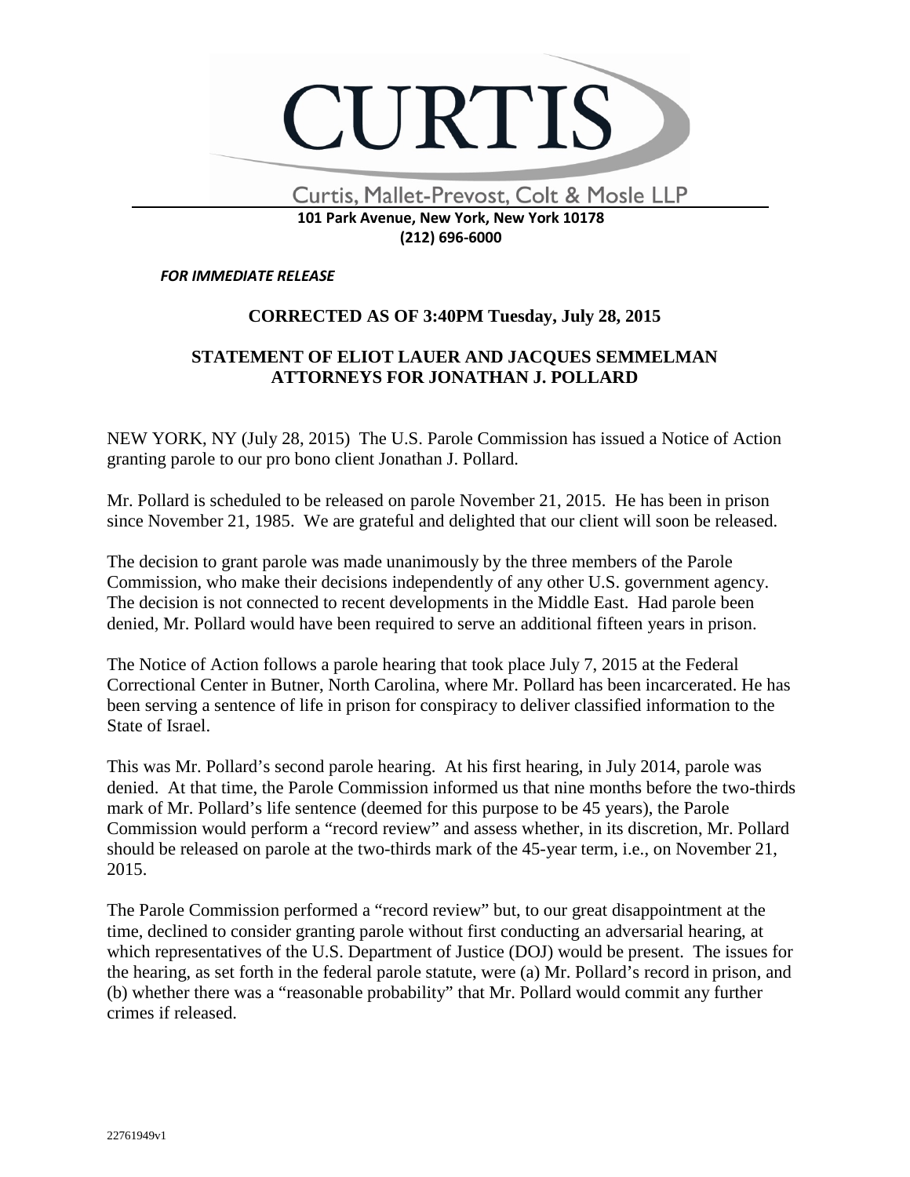# CURTIS

Curtis, Mallet-Prevost, Colt & Mosle LLP

**101 Park Avenue, New York, New York 10178**
**(212) 696-6000**

***FOR IMMEDIATE RELEASE***

**CORRECTED AS OF 3:40PM Tuesday, July 28, 2015**

## STATEMENT OF ELIOT LAUER AND JACQUES SEMMELMAN ATTORNEYS FOR JONATHAN J. POLLARD

NEW YORK, NY (July 28, 2015) The U.S. Parole Commission has issued a Notice of Action granting parole to our pro bono client Jonathan J. Pollard.

Mr. Pollard is scheduled to be released on parole November 21, 2015. He has been in prison since November 21, 1985. We are grateful and delighted that our client will soon be released.

The decision to grant parole was made unanimously by the three members of the Parole Commission, who make their decisions independently of any other U.S. government agency. The decision is not connected to recent developments in the Middle East. Had parole been denied, Mr. Pollard would have been required to serve an additional fifteen years in prison.

The Notice of Action follows a parole hearing that took place July 7, 2015 at the Federal Correctional Center in Butner, North Carolina, where Mr. Pollard has been incarcerated. He has been serving a sentence of life in prison for conspiracy to deliver classified information to the State of Israel.

This was Mr. Pollard's second parole hearing. At his first hearing, in July 2014, parole was denied. At that time, the Parole Commission informed us that nine months before the two-thirds mark of Mr. Pollard's life sentence (deemed for this purpose to be 45 years), the Parole Commission would perform a "record review" and assess whether, in its discretion, Mr. Pollard should be released on parole at the two-thirds mark of the 45-year term, i.e., on November 21, 2015.

The Parole Commission performed a "record review" but, to our great disappointment at the time, declined to consider granting parole without first conducting an adversarial hearing, at which representatives of the U.S. Department of Justice (DOJ) would be present. The issues for the hearing, as set forth in the federal parole statute, were (a) Mr. Pollard's record in prison, and (b) whether there was a "reasonable probability" that Mr. Pollard would commit any further crimes if released.

22761949v1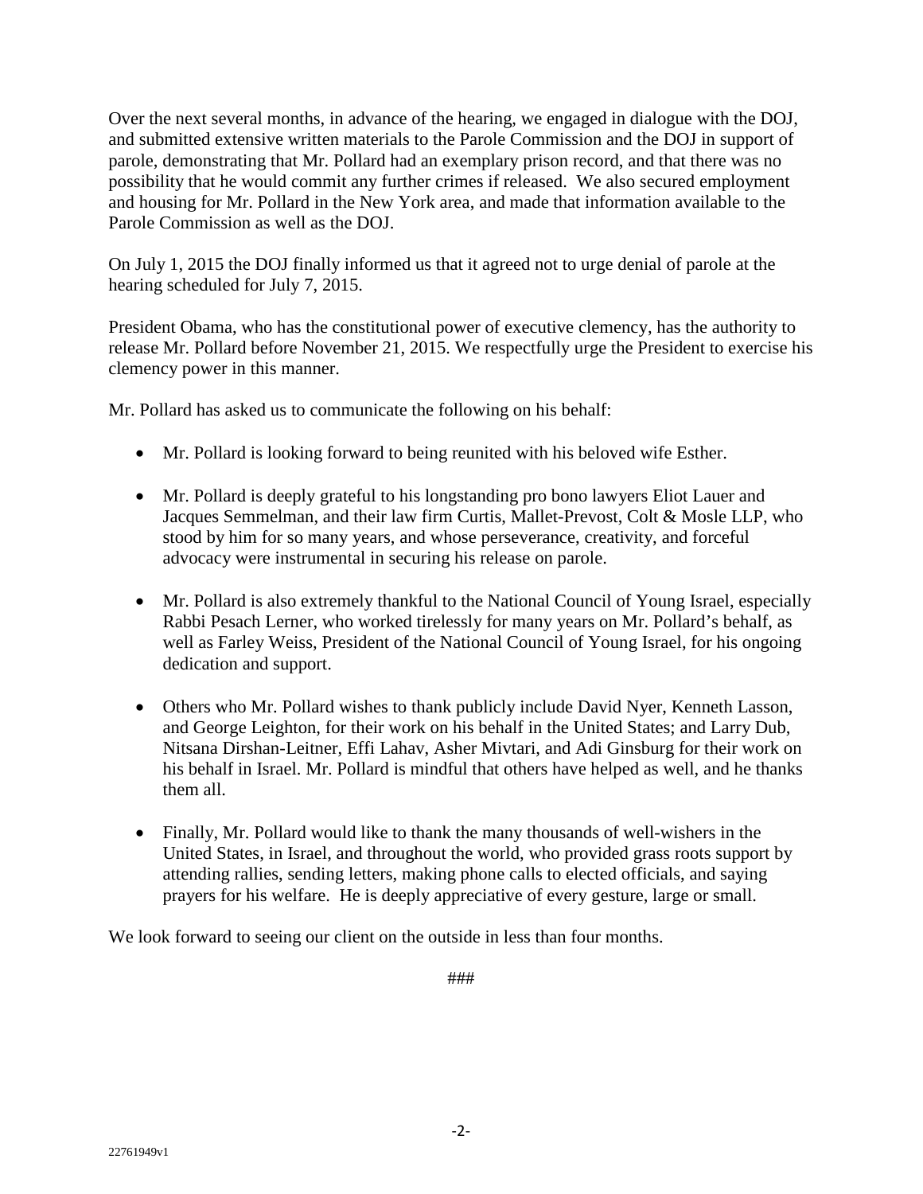Over the next several months, in advance of the hearing, we engaged in dialogue with the DOJ, and submitted extensive written materials to the Parole Commission and the DOJ in support of parole, demonstrating that Mr. Pollard had an exemplary prison record, and that there was no possibility that he would commit any further crimes if released. We also secured employment and housing for Mr. Pollard in the New York area, and made that information available to the Parole Commission as well as the DOJ.

On July 1, 2015 the DOJ finally informed us that it agreed not to urge denial of parole at the hearing scheduled for July 7, 2015.

President Obama, who has the constitutional power of executive clemency, has the authority to release Mr. Pollard before November 21, 2015. We respectfully urge the President to exercise his clemency power in this manner.

Mr. Pollard has asked us to communicate the following on his behalf:

- Mr. Pollard is looking forward to being reunited with his beloved wife Esther.
- Mr. Pollard is deeply grateful to his longstanding pro bono lawyers Eliot Lauer and Jacques Semmelman, and their law firm Curtis, Mallet-Prevost, Colt & Mosle LLP, who stood by him for so many years, and whose perseverance, creativity, and forceful advocacy were instrumental in securing his release on parole.
- Mr. Pollard is also extremely thankful to the National Council of Young Israel, especially Rabbi Pesach Lerner, who worked tirelessly for many years on Mr. Pollard's behalf, as well as Farley Weiss, President of the National Council of Young Israel, for his ongoing dedication and support.
- Others who Mr. Pollard wishes to thank publicly include David Nyer, Kenneth Lasson, and George Leighton, for their work on his behalf in the United States; and Larry Dub, Nitsana Dirshan-Leitner, Effi Lahav, Asher Mivtari, and Adi Ginsburg for their work on his behalf in Israel. Mr. Pollard is mindful that others have helped as well, and he thanks them all.
- Finally, Mr. Pollard would like to thank the many thousands of well-wishers in the United States, in Israel, and throughout the world, who provided grass roots support by attending rallies, sending letters, making phone calls to elected officials, and saying prayers for his welfare. He is deeply appreciative of every gesture, large or small.

We look forward to seeing our client on the outside in less than four months.

###

22761949v1